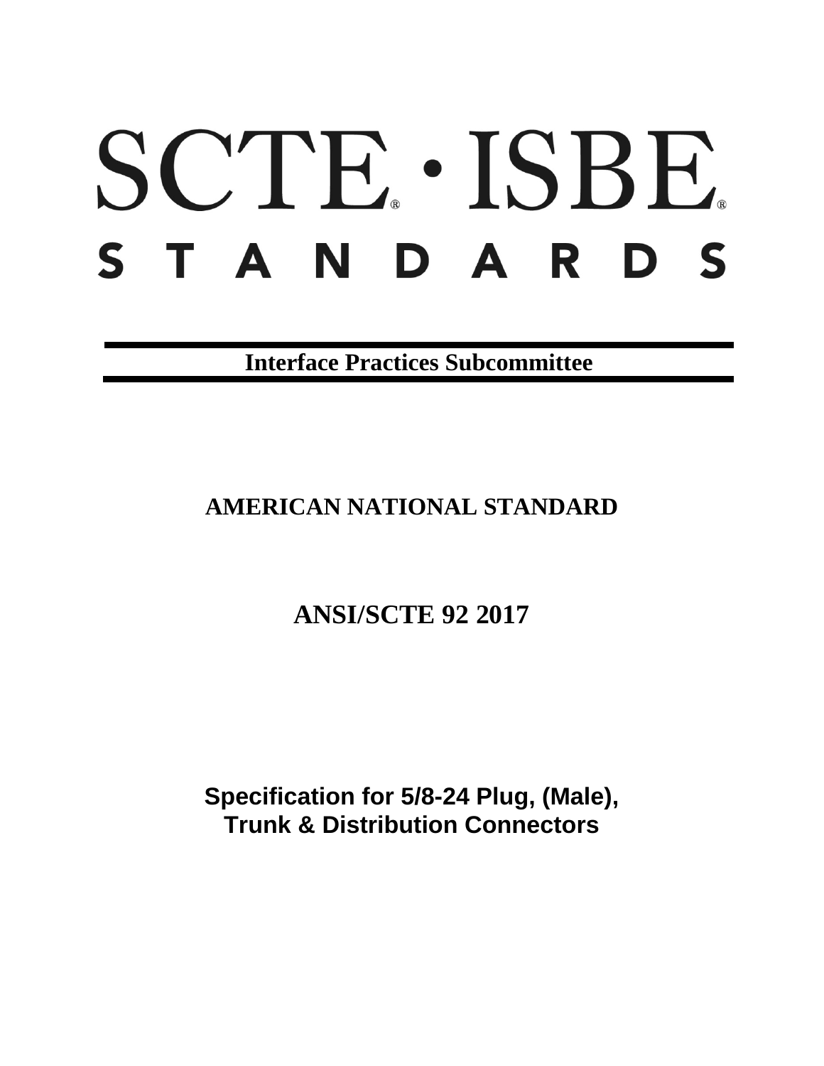# SCTE® · ISBE®

# STANDARDS

**Interface Practices Subcommittee**

## AMERICAN NATIONAL STANDARD

## ANSI/SCTE 92 2017

**Specification for 5/8-24 Plug, (Male), Trunk & Distribution Connectors**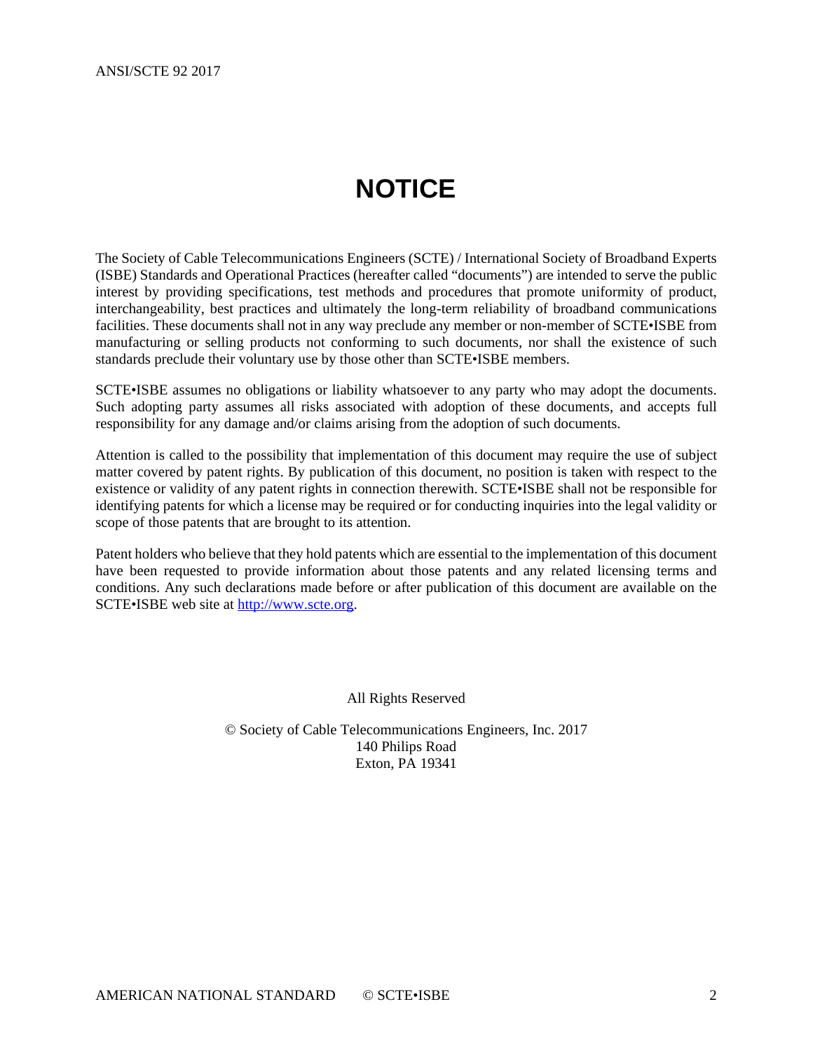# NOTICE

The Society of Cable Telecommunications Engineers (SCTE) / International Society of Broadband Experts (ISBE) Standards and Operational Practices (hereafter called "documents") are intended to serve the public interest by providing specifications, test methods and procedures that promote uniformity of product, interchangeability, best practices and ultimately the long-term reliability of broadband communications facilities. These documents shall not in any way preclude any member or non-member of SCTE•ISBE from manufacturing or selling products not conforming to such documents, nor shall the existence of such standards preclude their voluntary use by those other than SCTE•ISBE members.

SCTE•ISBE assumes no obligations or liability whatsoever to any party who may adopt the documents. Such adopting party assumes all risks associated with adoption of these documents, and accepts full responsibility for any damage and/or claims arising from the adoption of such documents.

Attention is called to the possibility that implementation of this document may require the use of subject matter covered by patent rights. By publication of this document, no position is taken with respect to the existence or validity of any patent rights in connection therewith. SCTE•ISBE shall not be responsible for identifying patents for which a license may be required or for conducting inquiries into the legal validity or scope of those patents that are brought to its attention.

Patent holders who believe that they hold patents which are essential to the implementation of this document have been requested to provide information about those patents and any related licensing terms and conditions. Any such declarations made before or after publication of this document are available on the SCTE•ISBE web site at [http://www.scte.org](http://www.scte.org).

All Rights Reserved

© Society of Cable Telecommunications Engineers, Inc. 2017
140 Philips Road
Exton, PA 19341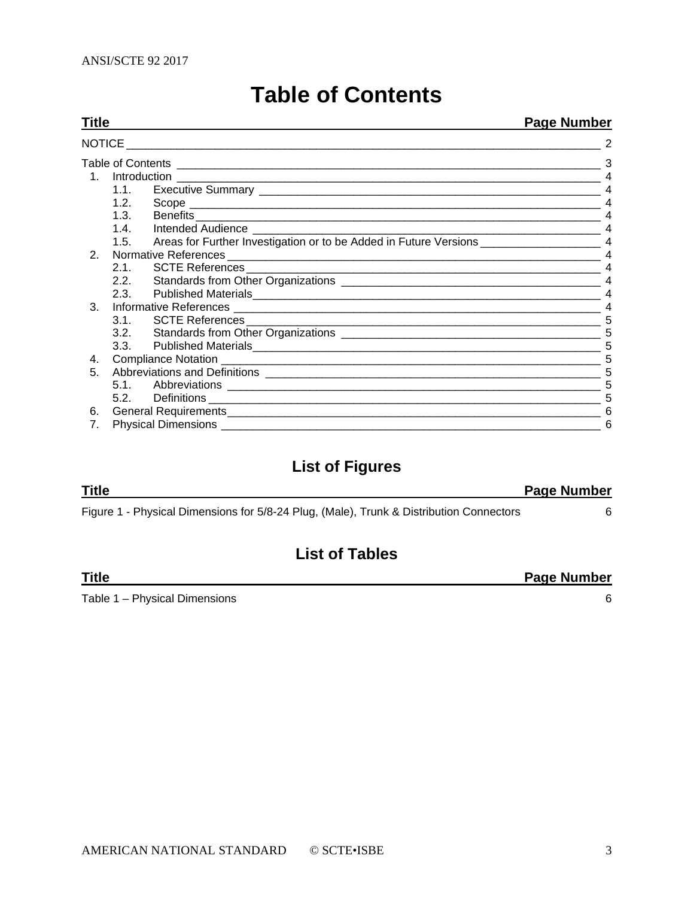# Table of Contents

| Title | Page Number |
|---|---|
| NOTICE | 2 |
| Table of Contents | 3 |
| 1. Introduction | 4 |
| 1.1. Executive Summary | 4 |
| 1.2. Scope | 4 |
| 1.3. Benefits | 4 |
| 1.4. Intended Audience | 4 |
| 1.5. Areas for Further Investigation or to be Added in Future Versions | 4 |
| 2. Normative References | 4 |
| 2.1. SCTE References | 4 |
| 2.2. Standards from Other Organizations | 4 |
| 2.3. Published Materials | 4 |
| 3. Informative References | 4 |
| 3.1. SCTE References | 5 |
| 3.2. Standards from Other Organizations | 5 |
| 3.3. Published Materials | 5 |
| 4. Compliance Notation | 5 |
| 5. Abbreviations and Definitions | 5 |
| 5.1. Abbreviations | 5 |
| 5.2. Definitions | 5 |
| 6. General Requirements | 6 |
| 7. Physical Dimensions | 6 |

## List of Figures

| Title | Page Number |
|---|---|
| Figure 1 - Physical Dimensions for 5/8-24 Plug, (Male), Trunk & Distribution Connectors | 6 |

## List of Tables

| Title | Page Number |
|---|---|
| Table 1 – Physical Dimensions | 6 |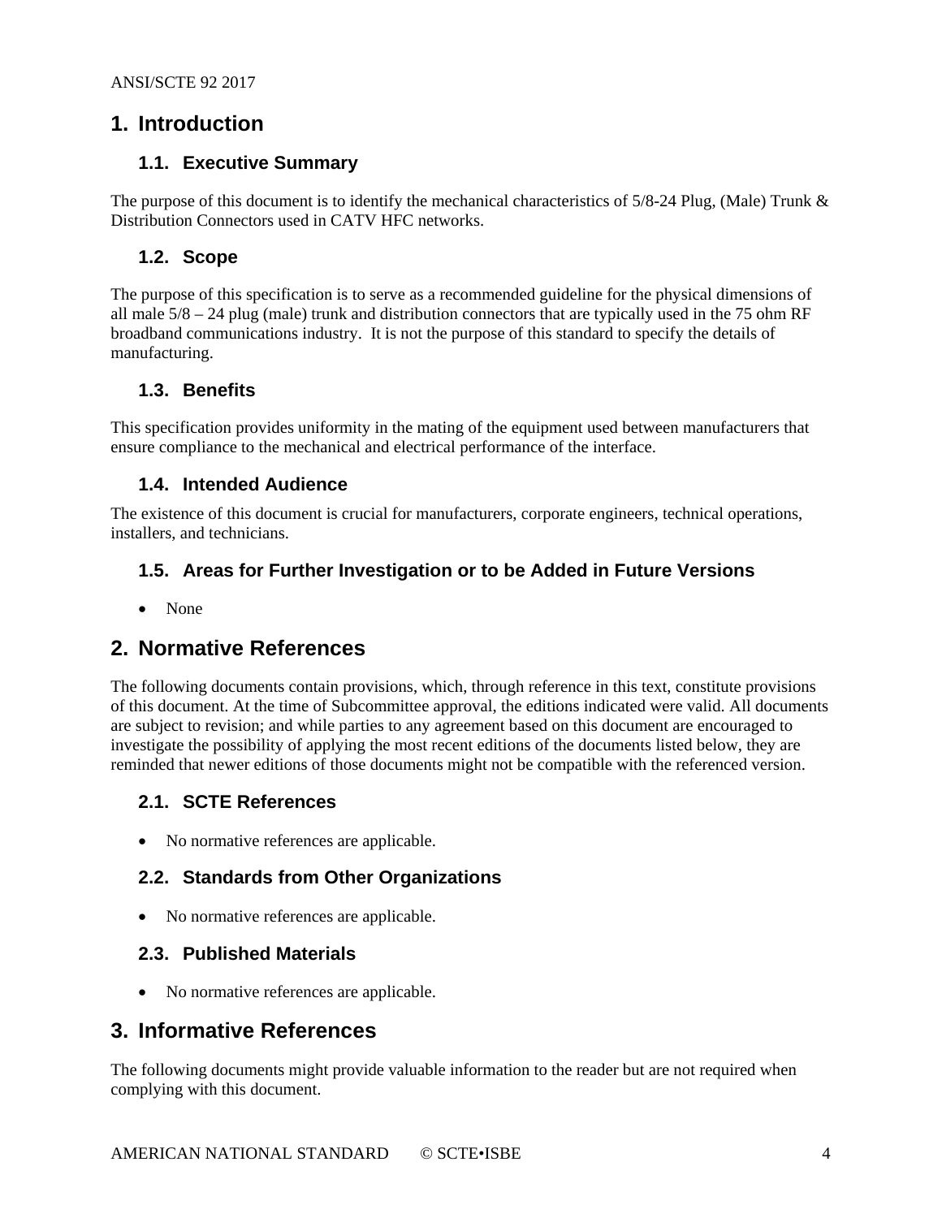# 1. Introduction

## 1.1. Executive Summary

The purpose of this document is to identify the mechanical characteristics of 5/8-24 Plug, (Male) Trunk & Distribution Connectors used in CATV HFC networks.

## 1.2. Scope

The purpose of this specification is to serve as a recommended guideline for the physical dimensions of all male 5/8 – 24 plug (male) trunk and distribution connectors that are typically used in the 75 ohm RF broadband communications industry. It is not the purpose of this standard to specify the details of manufacturing.

## 1.3. Benefits

This specification provides uniformity in the mating of the equipment used between manufacturers that ensure compliance to the mechanical and electrical performance of the interface.

## 1.4. Intended Audience

The existence of this document is crucial for manufacturers, corporate engineers, technical operations, installers, and technicians.

## 1.5. Areas for Further Investigation or to be Added in Future Versions

- None

# 2. Normative References

The following documents contain provisions, which, through reference in this text, constitute provisions of this document. At the time of Subcommittee approval, the editions indicated were valid. All documents are subject to revision; and while parties to any agreement based on this document are encouraged to investigate the possibility of applying the most recent editions of the documents listed below, they are reminded that newer editions of those documents might not be compatible with the referenced version.

## 2.1. SCTE References

- No normative references are applicable.

## 2.2. Standards from Other Organizations

- No normative references are applicable.

## 2.3. Published Materials

- No normative references are applicable.

# 3. Informative References

The following documents might provide valuable information to the reader but are not required when complying with this document.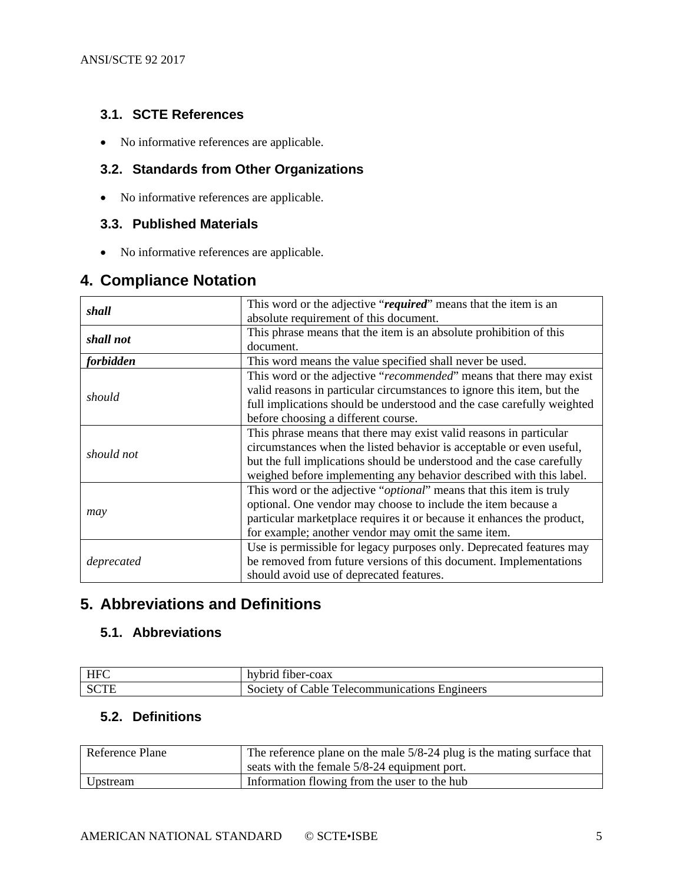### 3.1. SCTE References

- No informative references are applicable.

### 3.2. Standards from Other Organizations

- No informative references are applicable.

### 3.3. Published Materials

- No informative references are applicable.

## 4. Compliance Notation

| | |
|---|---|
| ***shall*** | This word or the adjective "***required***" means that the item is an absolute requirement of this document. |
| ***shall not*** | This phrase means that the item is an absolute prohibition of this document. |
| ***forbidden*** | This word means the value specified shall never be used. |
| *should* | This word or the adjective "*recommended*" means that there may exist valid reasons in particular circumstances to ignore this item, but the full implications should be understood and the case carefully weighted before choosing a different course. |
| *should not* | This phrase means that there may exist valid reasons in particular circumstances when the listed behavior is acceptable or even useful, but the full implications should be understood and the case carefully weighed before implementing any behavior described with this label. |
| *may* | This word or the adjective "*optional*" means that this item is truly optional. One vendor may choose to include the item because a particular marketplace requires it or because it enhances the product, for example; another vendor may omit the same item. |
| *deprecated* | Use is permissible for legacy purposes only. Deprecated features may be removed from future versions of this document. Implementations should avoid use of deprecated features. |

## 5. Abbreviations and Definitions

### 5.1. Abbreviations

| | |
|---|---|
| HFC | hybrid fiber-coax |
| SCTE | Society of Cable Telecommunications Engineers |

### 5.2. Definitions

| | |
|---|---|
| Reference Plane | The reference plane on the male 5/8-24 plug is the mating surface that seats with the female 5/8-24 equipment port. |
| Upstream | Information flowing from the user to the hub |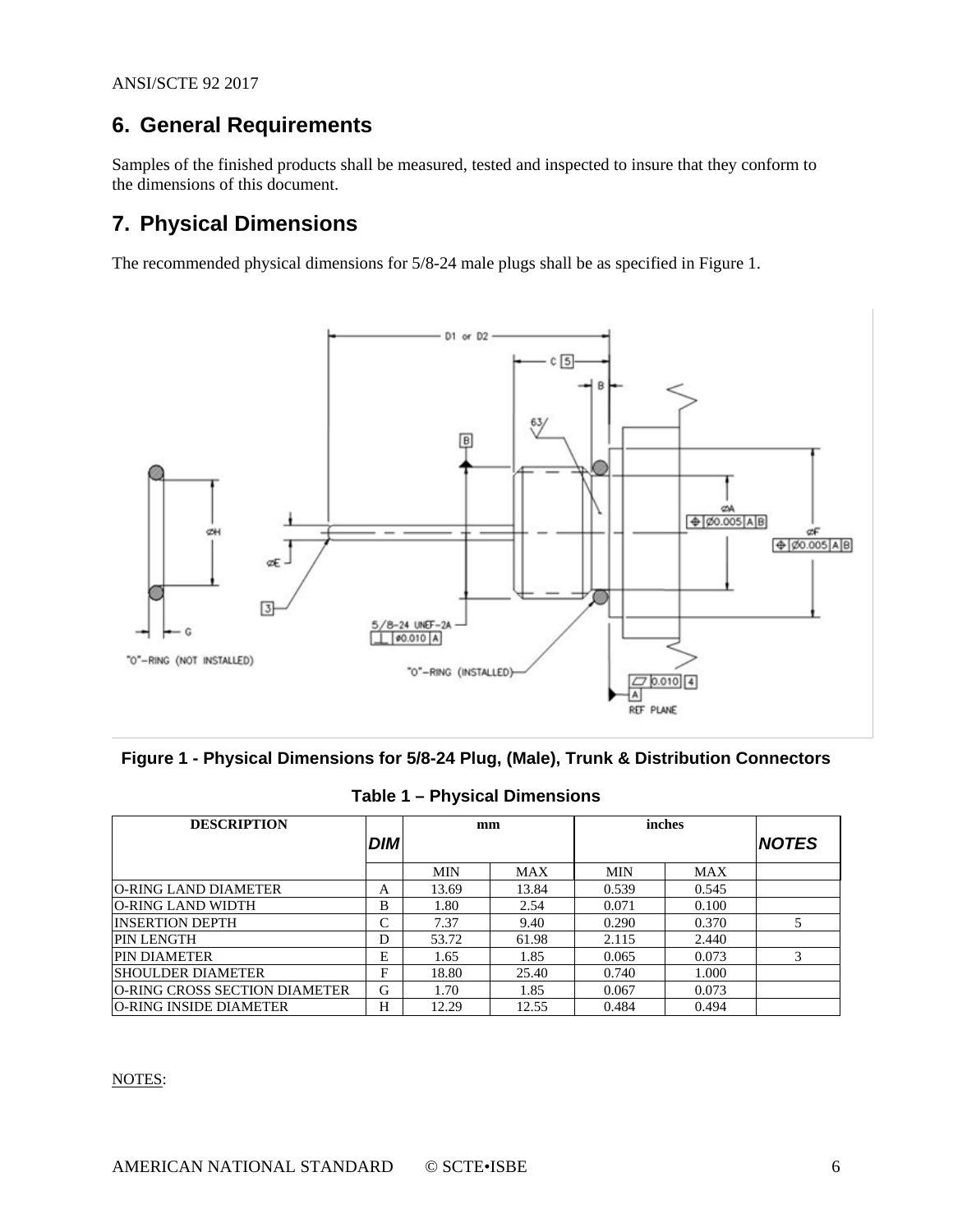## 6. General Requirements

Samples of the finished products shall be measured, tested and inspected to insure that they conform to the dimensions of this document.

## 7. Physical Dimensions

The recommended physical dimensions for 5/8-24 male plugs shall be as specified in Figure 1.

**Figure 1 - Physical Dimensions for 5/8-24 Plug, (Male), Trunk & Distribution Connectors**

**Table 1 – Physical Dimensions**

| DESCRIPTION | DIM | mm | | inches | | NOTES |
|---|---|---|---|---|---|---|
| | | MIN | MAX | MIN | MAX | |
| O-RING LAND DIAMETER | A | 13.69 | 13.84 | 0.539 | 0.545 | |
| O-RING LAND WIDTH | B | 1.80 | 2.54 | 0.071 | 0.100 | |
| INSERTION DEPTH | C | 7.37 | 9.40 | 0.290 | 0.370 | 5 |
| PIN LENGTH | D | 53.72 | 61.98 | 2.115 | 2.440 | |
| PIN DIAMETER | E | 1.65 | 1.85 | 0.065 | 0.073 | 3 |
| SHOULDER DIAMETER | F | 18.80 | 25.40 | 0.740 | 1.000 | |
| O-RING CROSS SECTION DIAMETER | G | 1.70 | 1.85 | 0.067 | 0.073 | |
| O-RING INSIDE DIAMETER | H | 12.29 | 12.55 | 0.484 | 0.494 | |

NOTES: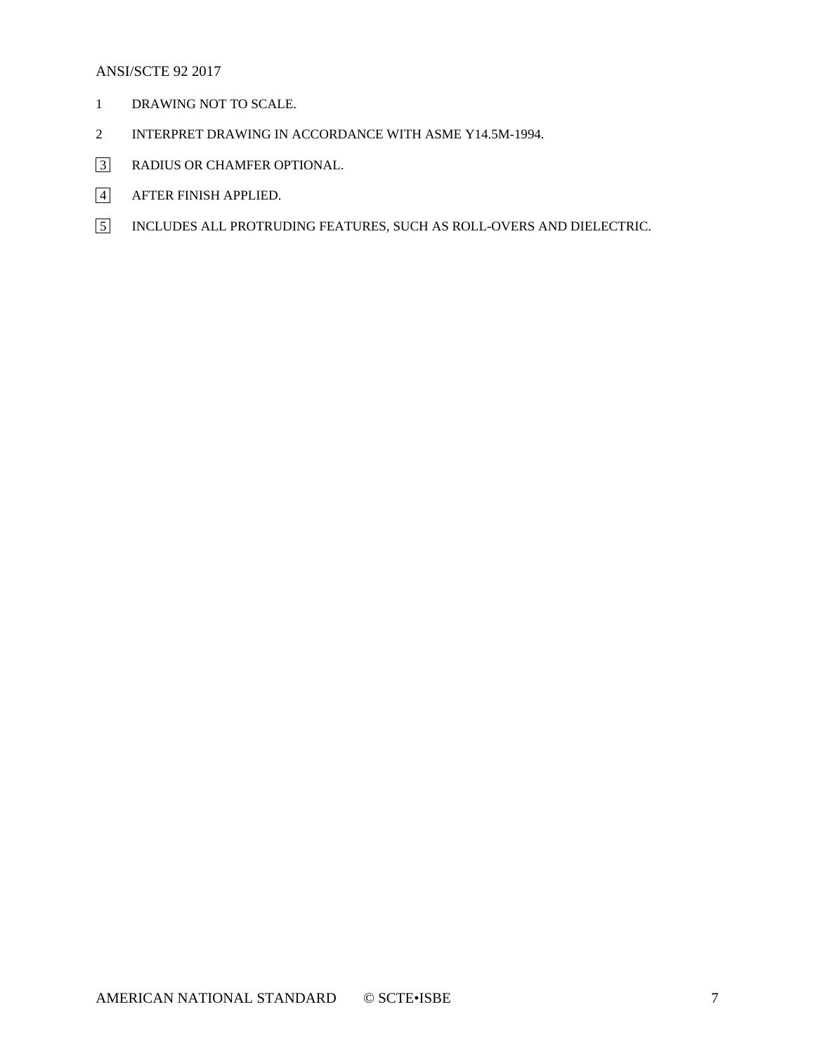1 DRAWING NOT TO SCALE.

2 INTERPRET DRAWING IN ACCORDANCE WITH ASME Y14.5M-1994.

3 RADIUS OR CHAMFER OPTIONAL.

4 AFTER FINISH APPLIED.

5 INCLUDES ALL PROTRUDING FEATURES, SUCH AS ROLL-OVERS AND DIELECTRIC.